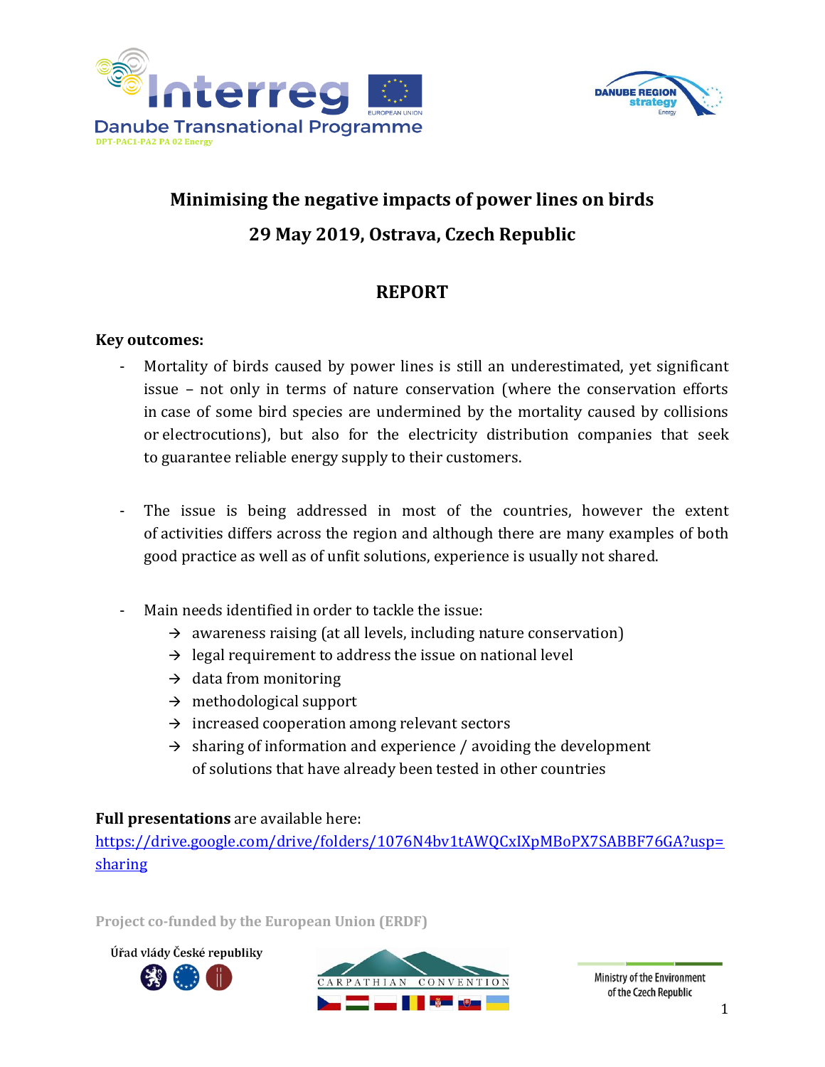# Minimising the negative impacts of power lines on birds

## 29 May 2019, Ostrava, Czech Republic

## REPORT

**Key outcomes:**

- Mortality of birds caused by power lines is still an underestimated, yet significant issue – not only in terms of nature conservation (where the conservation efforts in case of some bird species are undermined by the mortality caused by collisions or electrocutions), but also for the electricity distribution companies that seek to guarantee reliable energy supply to their customers.

- The issue is being addressed in most of the countries, however the extent of activities differs across the region and although there are many examples of both good practice as well as of unfit solutions, experience is usually not shared.

- Main needs identified in order to tackle the issue:
  - → awareness raising (at all levels, including nature conservation)
  - → legal requirement to address the issue on national level
  - → data from monitoring
  - → methodological support
  - → increased cooperation among relevant sectors
  - → sharing of information and experience / avoiding the development of solutions that have already been tested in other countries

**Full presentations** are available here: https://drive.google.com/drive/folders/1076N4bv1tAWQCxIXpMBoPX7SABBF76GA?usp=sharing

Project co-funded by the European Union (ERDF)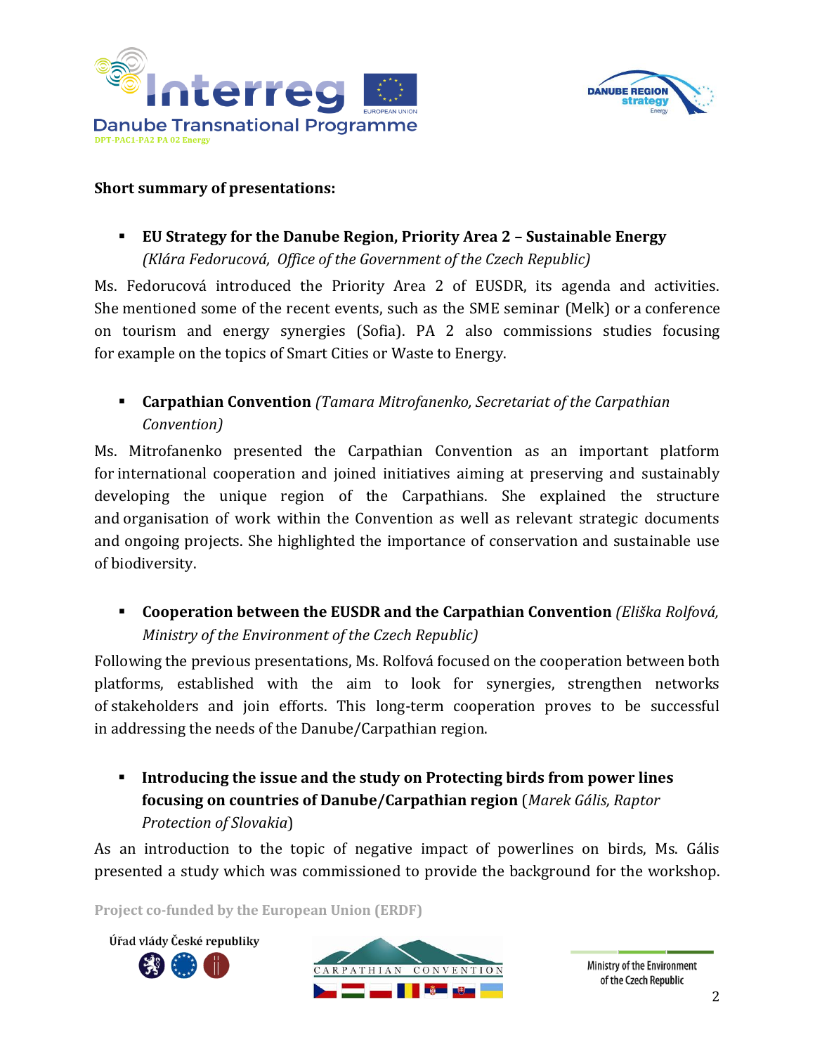**Short summary of presentations:**

- **EU Strategy for the Danube Region, Priority Area 2 – Sustainable Energy** *(Klára Fedorucová, Office of the Government of the Czech Republic)*

Ms. Fedorucová introduced the Priority Area 2 of EUSDR, its agenda and activities. She mentioned some of the recent events, such as the SME seminar (Melk) or a conference on tourism and energy synergies (Sofia). PA 2 also commissions studies focusing for example on the topics of Smart Cities or Waste to Energy.

- **Carpathian Convention** *(Tamara Mitrofanenko, Secretariat of the Carpathian Convention)*

Ms. Mitrofanenko presented the Carpathian Convention as an important platform for international cooperation and joined initiatives aiming at preserving and sustainably developing the unique region of the Carpathians. She explained the structure and organisation of work within the Convention as well as relevant strategic documents and ongoing projects. She highlighted the importance of conservation and sustainable use of biodiversity.

- **Cooperation between the EUSDR and the Carpathian Convention** *(Eliška Rolfová, Ministry of the Environment of the Czech Republic)*

Following the previous presentations, Ms. Rolfová focused on the cooperation between both platforms, established with the aim to look for synergies, strengthen networks of stakeholders and join efforts. This long-term cooperation proves to be successful in addressing the needs of the Danube/Carpathian region.

- **Introducing the issue and the study on Protecting birds from power lines focusing on countries of Danube/Carpathian region** (*Marek Gális, Raptor Protection of Slovakia*)

As an introduction to the topic of negative impact of powerlines on birds, Ms. Gális presented a study which was commissioned to provide the background for the workshop.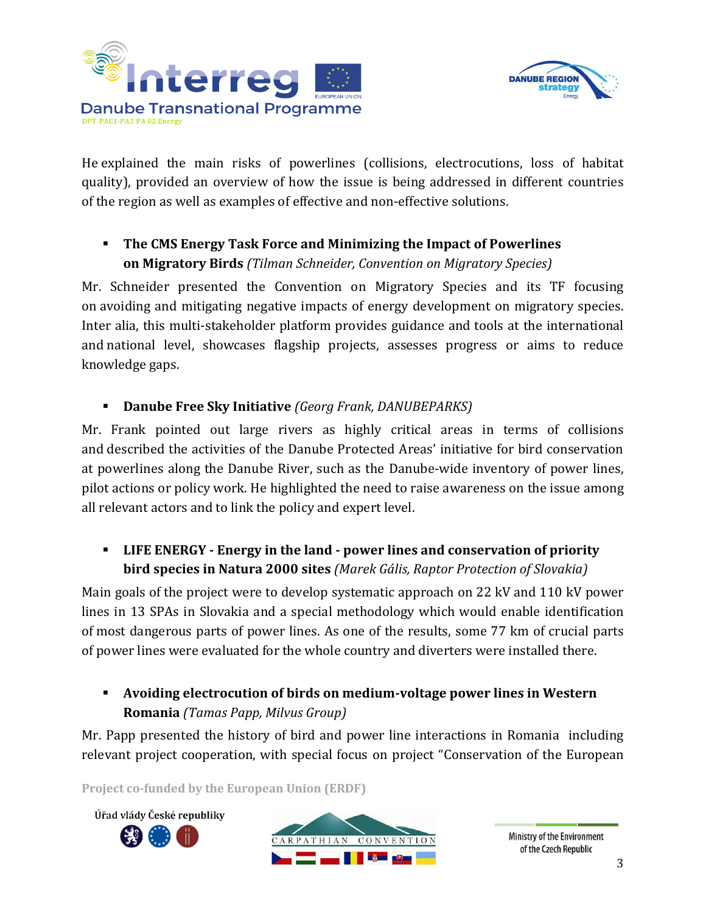He explained the main risks of powerlines (collisions, electrocutions, loss of habitat quality), provided an overview of how the issue is being addressed in different countries of the region as well as examples of effective and non-effective solutions.

- **The CMS Energy Task Force and Minimizing the Impact of Powerlines on Migratory Birds** *(Tilman Schneider, Convention on Migratory Species)*

Mr. Schneider presented the Convention on Migratory Species and its TF focusing on avoiding and mitigating negative impacts of energy development on migratory species. Inter alia, this multi-stakeholder platform provides guidance and tools at the international and national level, showcases flagship projects, assesses progress or aims to reduce knowledge gaps.

- **Danube Free Sky Initiative** *(Georg Frank, DANUBEPARKS)*

Mr. Frank pointed out large rivers as highly critical areas in terms of collisions and described the activities of the Danube Protected Areas' initiative for bird conservation at powerlines along the Danube River, such as the Danube-wide inventory of power lines, pilot actions or policy work. He highlighted the need to raise awareness on the issue among all relevant actors and to link the policy and expert level.

- **LIFE ENERGY - Energy in the land - power lines and conservation of priority bird species in Natura 2000 sites** *(Marek Gális, Raptor Protection of Slovakia)*

Main goals of the project were to develop systematic approach on 22 kV and 110 kV power lines in 13 SPAs in Slovakia and a special methodology which would enable identification of most dangerous parts of power lines. As one of the results, some 77 km of crucial parts of power lines were evaluated for the whole country and diverters were installed there.

- **Avoiding electrocution of birds on medium-voltage power lines in Western Romania** *(Tamas Papp, Milvus Group)*

Mr. Papp presented the history of bird and power line interactions in Romania including relevant project cooperation, with special focus on project "Conservation of the European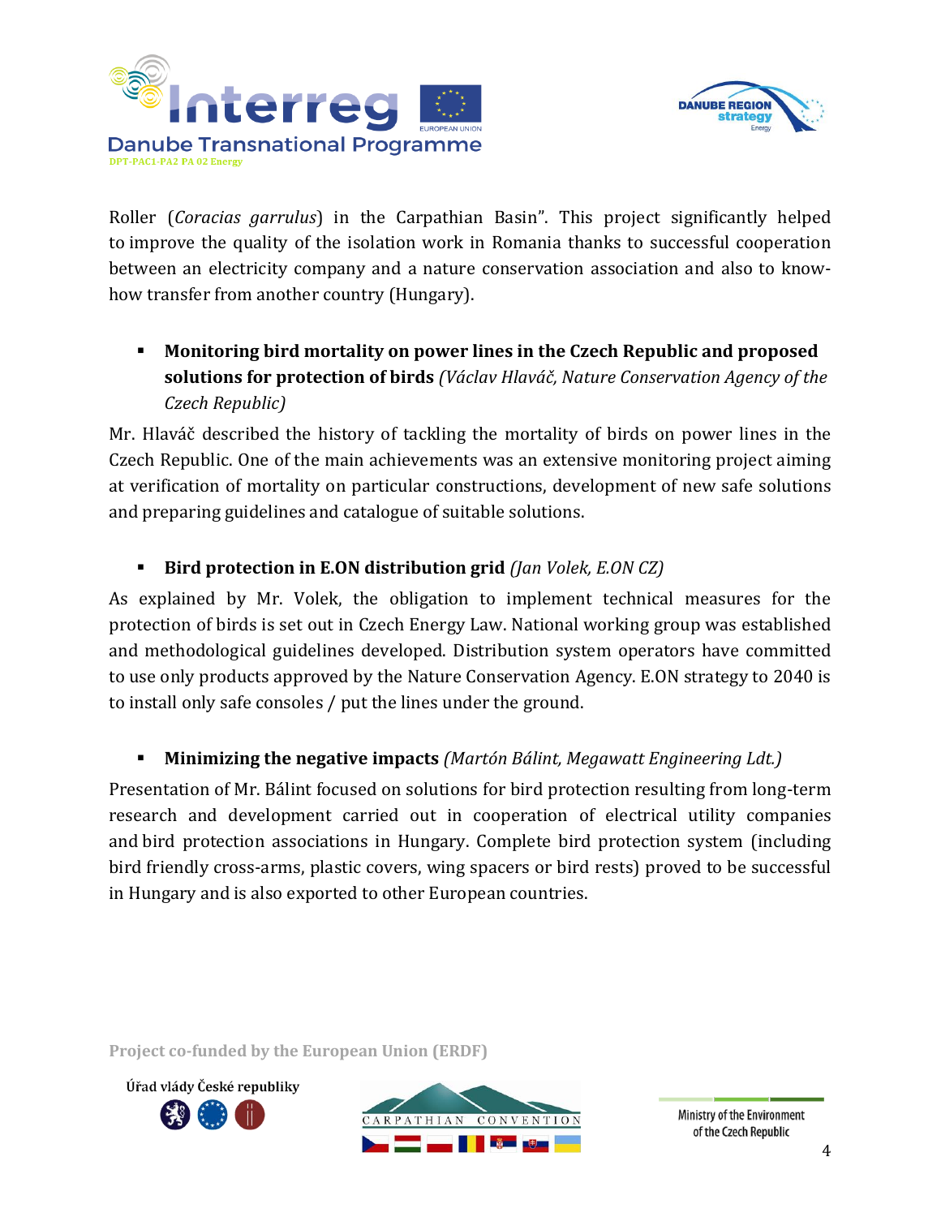Roller (*Coracias garrulus*) in the Carpathian Basin". This project significantly helped to improve the quality of the isolation work in Romania thanks to successful cooperation between an electricity company and a nature conservation association and also to know-how transfer from another country (Hungary).

- **Monitoring bird mortality on power lines in the Czech Republic and proposed solutions for protection of birds** *(Václav Hlaváč, Nature Conservation Agency of the Czech Republic)*

Mr. Hlaváč described the history of tackling the mortality of birds on power lines in the Czech Republic. One of the main achievements was an extensive monitoring project aiming at verification of mortality on particular constructions, development of new safe solutions and preparing guidelines and catalogue of suitable solutions.

- **Bird protection in E.ON distribution grid** *(Jan Volek, E.ON CZ)*

As explained by Mr. Volek, the obligation to implement technical measures for the protection of birds is set out in Czech Energy Law. National working group was established and methodological guidelines developed. Distribution system operators have committed to use only products approved by the Nature Conservation Agency. E.ON strategy to 2040 is to install only safe consoles / put the lines under the ground.

- **Minimizing the negative impacts** *(Martón Bálint, Megawatt Engineering Ldt.)*

Presentation of Mr. Bálint focused on solutions for bird protection resulting from long-term research and development carried out in cooperation of electrical utility companies and bird protection associations in Hungary. Complete bird protection system (including bird friendly cross-arms, plastic covers, wing spacers or bird rests) proved to be successful in Hungary and is also exported to other European countries.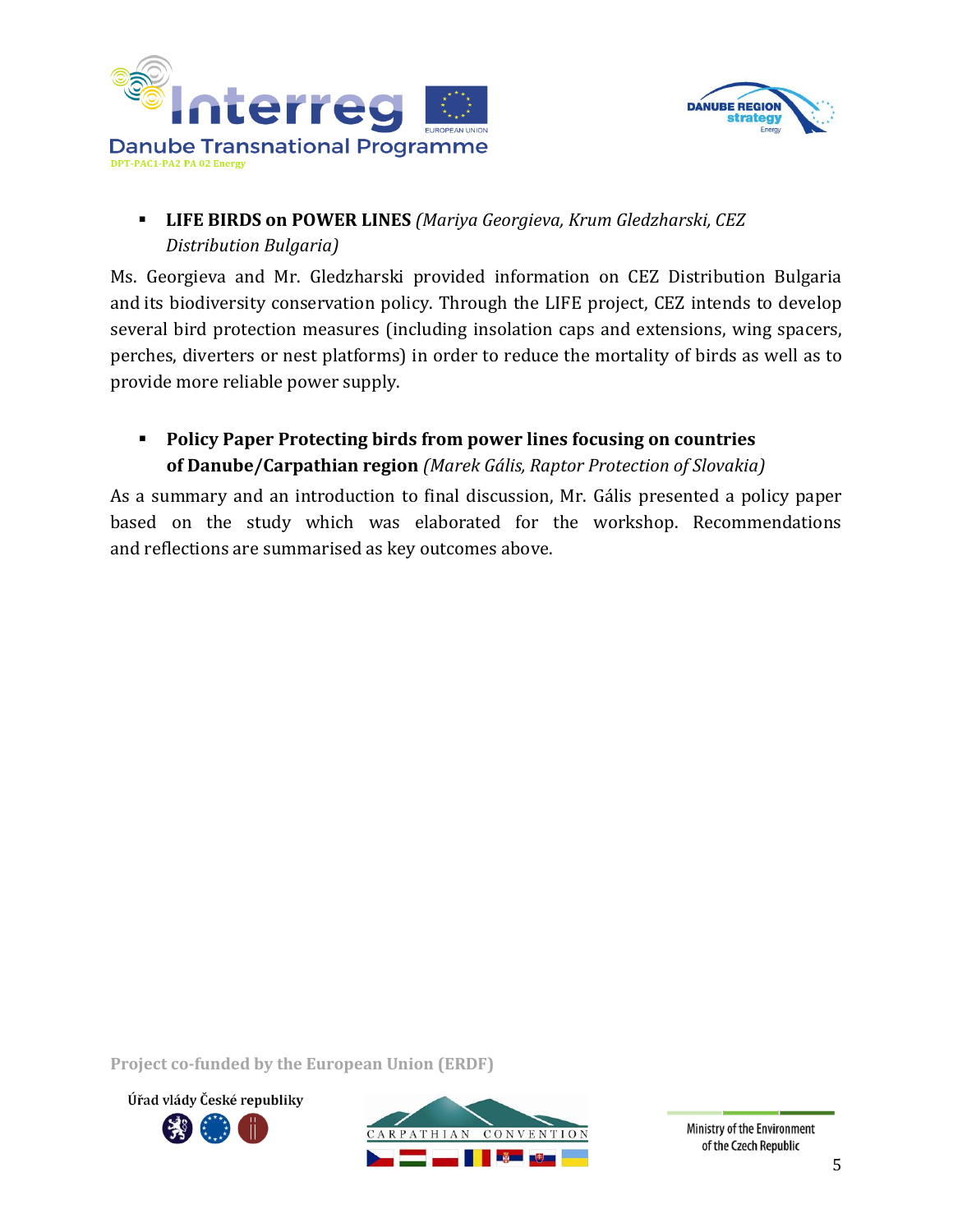- **LIFE BIRDS on POWER LINES** *(Mariya Georgieva, Krum Gledzharski, CEZ Distribution Bulgaria)*

Ms. Georgieva and Mr. Gledzharski provided information on CEZ Distribution Bulgaria and its biodiversity conservation policy. Through the LIFE project, CEZ intends to develop several bird protection measures (including insolation caps and extensions, wing spacers, perches, diverters or nest platforms) in order to reduce the mortality of birds as well as to provide more reliable power supply.

- **Policy Paper Protecting birds from power lines focusing on countries of Danube/Carpathian region** *(Marek Gális, Raptor Protection of Slovakia)*

As a summary and an introduction to final discussion, Mr. Gális presented a policy paper based on the study which was elaborated for the workshop. Recommendations and reflections are summarised as key outcomes above.